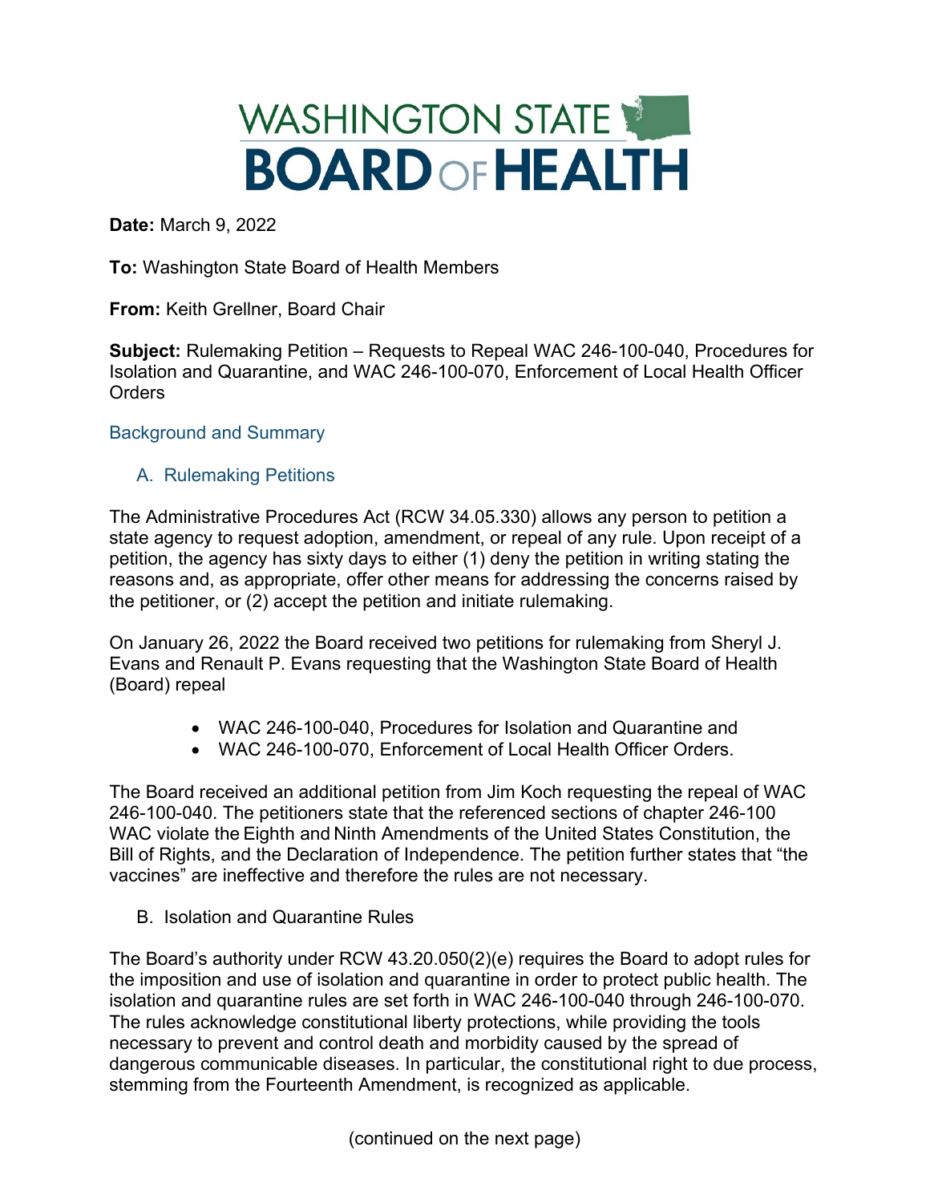# WASHINGTON STATE BOARD OF HEALTH

**Date:** March 9, 2022

**To:** Washington State Board of Health Members

**From:** Keith Grellner, Board Chair

**Subject:** Rulemaking Petition – Requests to Repeal WAC 246-100-040, Procedures for Isolation and Quarantine, and WAC 246-100-070, Enforcement of Local Health Officer Orders

## Background and Summary

### A. Rulemaking Petitions

The Administrative Procedures Act (RCW 34.05.330) allows any person to petition a state agency to request adoption, amendment, or repeal of any rule. Upon receipt of a petition, the agency has sixty days to either (1) deny the petition in writing stating the reasons and, as appropriate, offer other means for addressing the concerns raised by the petitioner, or (2) accept the petition and initiate rulemaking.

On January 26, 2022 the Board received two petitions for rulemaking from Sheryl J. Evans and Renault P. Evans requesting that the Washington State Board of Health (Board) repeal

- WAC 246-100-040, Procedures for Isolation and Quarantine and
- WAC 246-100-070, Enforcement of Local Health Officer Orders.

The Board received an additional petition from Jim Koch requesting the repeal of WAC 246-100-040. The petitioners state that the referenced sections of chapter 246-100 WAC violate the Eighth and Ninth Amendments of the United States Constitution, the Bill of Rights, and the Declaration of Independence. The petition further states that "the vaccines" are ineffective and therefore the rules are not necessary.

### B. Isolation and Quarantine Rules

The Board's authority under RCW 43.20.050(2)(e) requires the Board to adopt rules for the imposition and use of isolation and quarantine in order to protect public health. The isolation and quarantine rules are set forth in WAC 246-100-040 through 246-100-070. The rules acknowledge constitutional liberty protections, while providing the tools necessary to prevent and control death and morbidity caused by the spread of dangerous communicable diseases. In particular, the constitutional right to due process, stemming from the Fourteenth Amendment, is recognized as applicable.

(continued on the next page)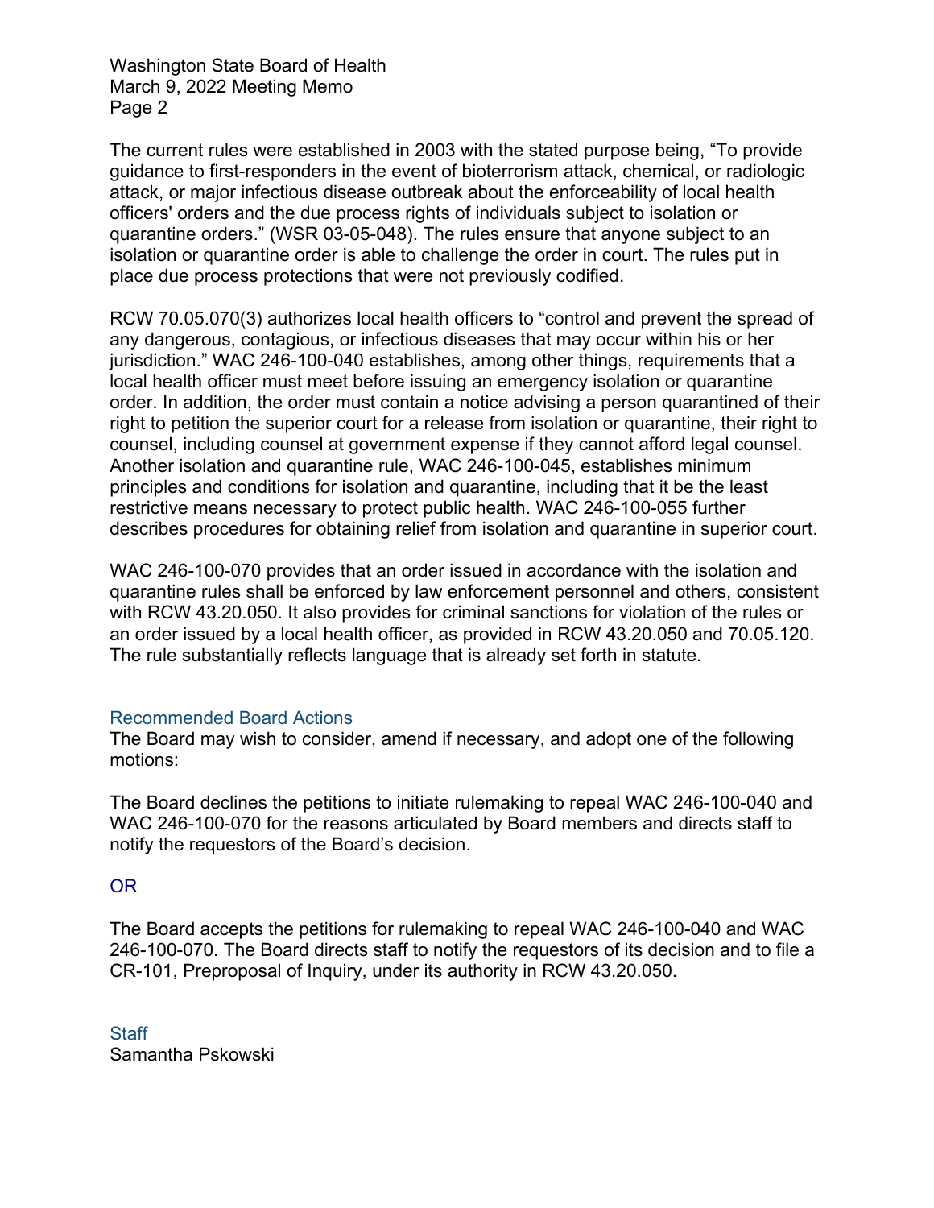The current rules were established in 2003 with the stated purpose being, "To provide guidance to first-responders in the event of bioterrorism attack, chemical, or radiologic attack, or major infectious disease outbreak about the enforceability of local health officers' orders and the due process rights of individuals subject to isolation or quarantine orders." (WSR 03-05-048). The rules ensure that anyone subject to an isolation or quarantine order is able to challenge the order in court. The rules put in place due process protections that were not previously codified.

RCW 70.05.070(3) authorizes local health officers to "control and prevent the spread of any dangerous, contagious, or infectious diseases that may occur within his or her jurisdiction." WAC 246-100-040 establishes, among other things, requirements that a local health officer must meet before issuing an emergency isolation or quarantine order. In addition, the order must contain a notice advising a person quarantined of their right to petition the superior court for a release from isolation or quarantine, their right to counsel, including counsel at government expense if they cannot afford legal counsel. Another isolation and quarantine rule, WAC 246-100-045, establishes minimum principles and conditions for isolation and quarantine, including that it be the least restrictive means necessary to protect public health. WAC 246-100-055 further describes procedures for obtaining relief from isolation and quarantine in superior court.

WAC 246-100-070 provides that an order issued in accordance with the isolation and quarantine rules shall be enforced by law enforcement personnel and others, consistent with RCW 43.20.050. It also provides for criminal sanctions for violation of the rules or an order issued by a local health officer, as provided in RCW 43.20.050 and 70.05.120. The rule substantially reflects language that is already set forth in statute.

## Recommended Board Actions

The Board may wish to consider, amend if necessary, and adopt one of the following motions:

The Board declines the petitions to initiate rulemaking to repeal WAC 246-100-040 and WAC 246-100-070 for the reasons articulated by Board members and directs staff to notify the requestors of the Board's decision.

OR

The Board accepts the petitions for rulemaking to repeal WAC 246-100-040 and WAC 246-100-070. The Board directs staff to notify the requestors of its decision and to file a CR-101, Preproposal of Inquiry, under its authority in RCW 43.20.050.

## Staff

Samantha Pskowski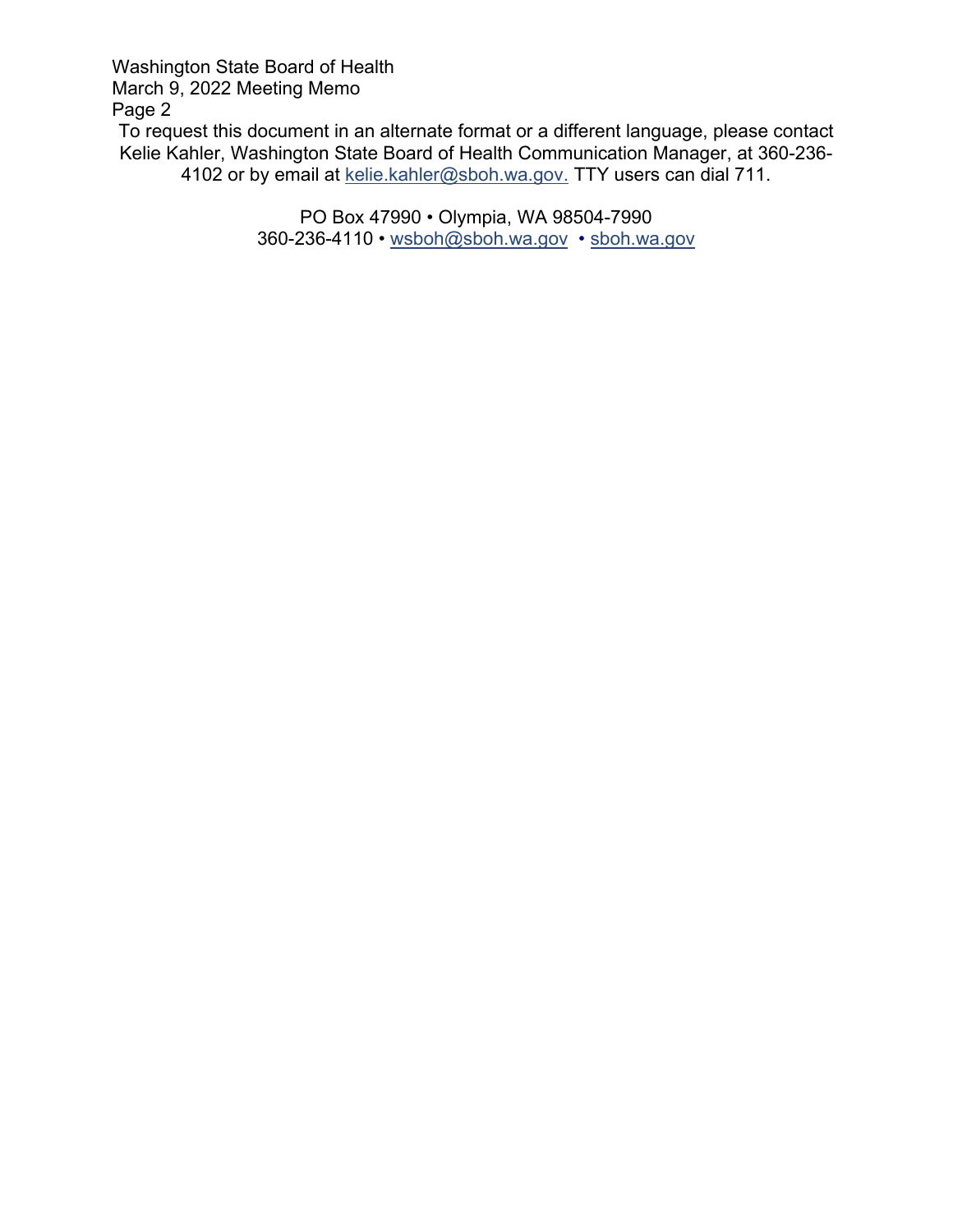To request this document in an alternate format or a different language, please contact Kelie Kahler, Washington State Board of Health Communication Manager, at 360-236-4102 or by email at kelie.kahler@sboh.wa.gov. TTY users can dial 711.

PO Box 47990 • Olympia, WA 98504-7990
360-236-4110 • wsboh@sboh.wa.gov • sboh.wa.gov